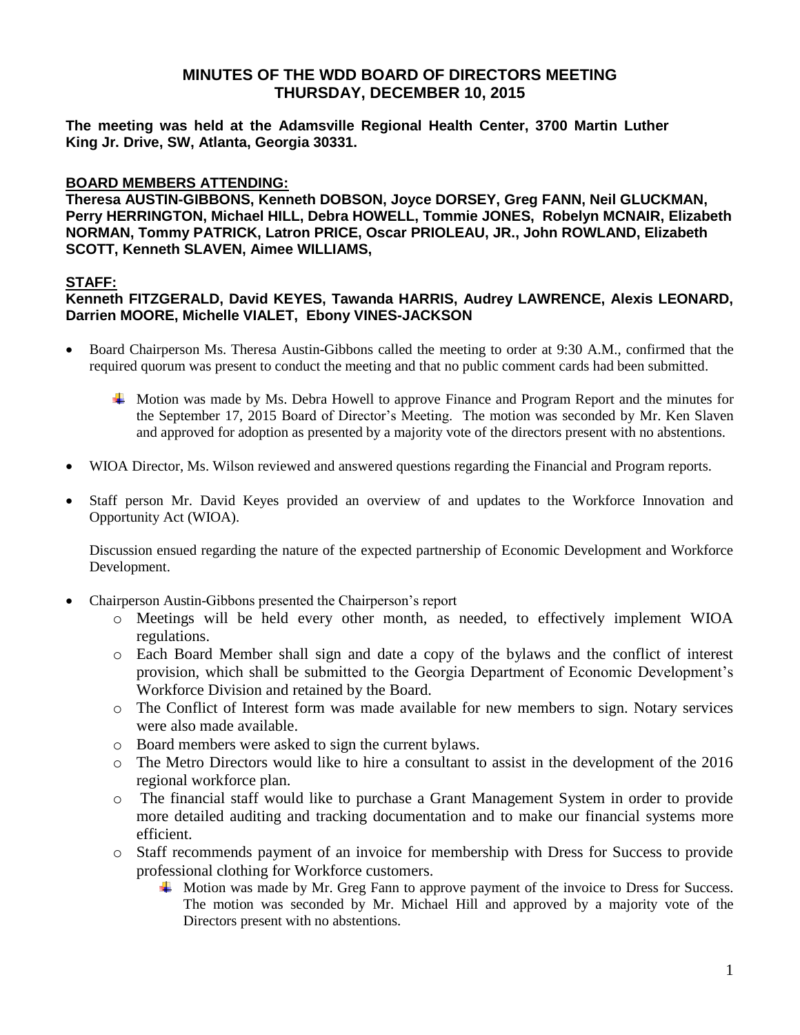# MINUTES OF THE WDD BOARD OF DIRECTORS MEETING
## THURSDAY, DECEMBER 10, 2015

**The meeting was held at the Adamsville Regional Health Center, 3700 Martin Luther King Jr. Drive, SW, Atlanta, Georgia 30331.**

**BOARD MEMBERS ATTENDING:**

**Theresa AUSTIN-GIBBONS, Kenneth DOBSON, Joyce DORSEY, Greg FANN, Neil GLUCKMAN, Perry HERRINGTON, Michael HILL, Debra HOWELL, Tommie JONES, Robelyn MCNAIR, Elizabeth NORMAN, Tommy PATRICK, Latron PRICE, Oscar PRIOLEAU, JR., John ROWLAND, Elizabeth SCOTT, Kenneth SLAVEN, Aimee WILLIAMS,**

**STAFF:**

**Kenneth FITZGERALD, David KEYES, Tawanda HARRIS, Audrey LAWRENCE, Alexis LEONARD, Darrien MOORE, Michelle VIALET, Ebony VINES-JACKSON**

- Board Chairperson Ms. Theresa Austin-Gibbons called the meeting to order at 9:30 A.M., confirmed that the required quorum was present to conduct the meeting and that no public comment cards had been submitted.
  - Motion was made by Ms. Debra Howell to approve Finance and Program Report and the minutes for the September 17, 2015 Board of Director's Meeting. The motion was seconded by Mr. Ken Slaven and approved for adoption as presented by a majority vote of the directors present with no abstentions.
- WIOA Director, Ms. Wilson reviewed and answered questions regarding the Financial and Program reports.
- Staff person Mr. David Keyes provided an overview of and updates to the Workforce Innovation and Opportunity Act (WIOA).

  Discussion ensued regarding the nature of the expected partnership of Economic Development and Workforce Development.

- Chairperson Austin-Gibbons presented the Chairperson's report
  - Meetings will be held every other month, as needed, to effectively implement WIOA regulations.
  - Each Board Member shall sign and date a copy of the bylaws and the conflict of interest provision, which shall be submitted to the Georgia Department of Economic Development's Workforce Division and retained by the Board.
  - The Conflict of Interest form was made available for new members to sign. Notary services were also made available.
  - Board members were asked to sign the current bylaws.
  - The Metro Directors would like to hire a consultant to assist in the development of the 2016 regional workforce plan.
  - The financial staff would like to purchase a Grant Management System in order to provide more detailed auditing and tracking documentation and to make our financial systems more efficient.
  - Staff recommends payment of an invoice for membership with Dress for Success to provide professional clothing for Workforce customers.
    - Motion was made by Mr. Greg Fann to approve payment of the invoice to Dress for Success. The motion was seconded by Mr. Michael Hill and approved by a majority vote of the Directors present with no abstentions.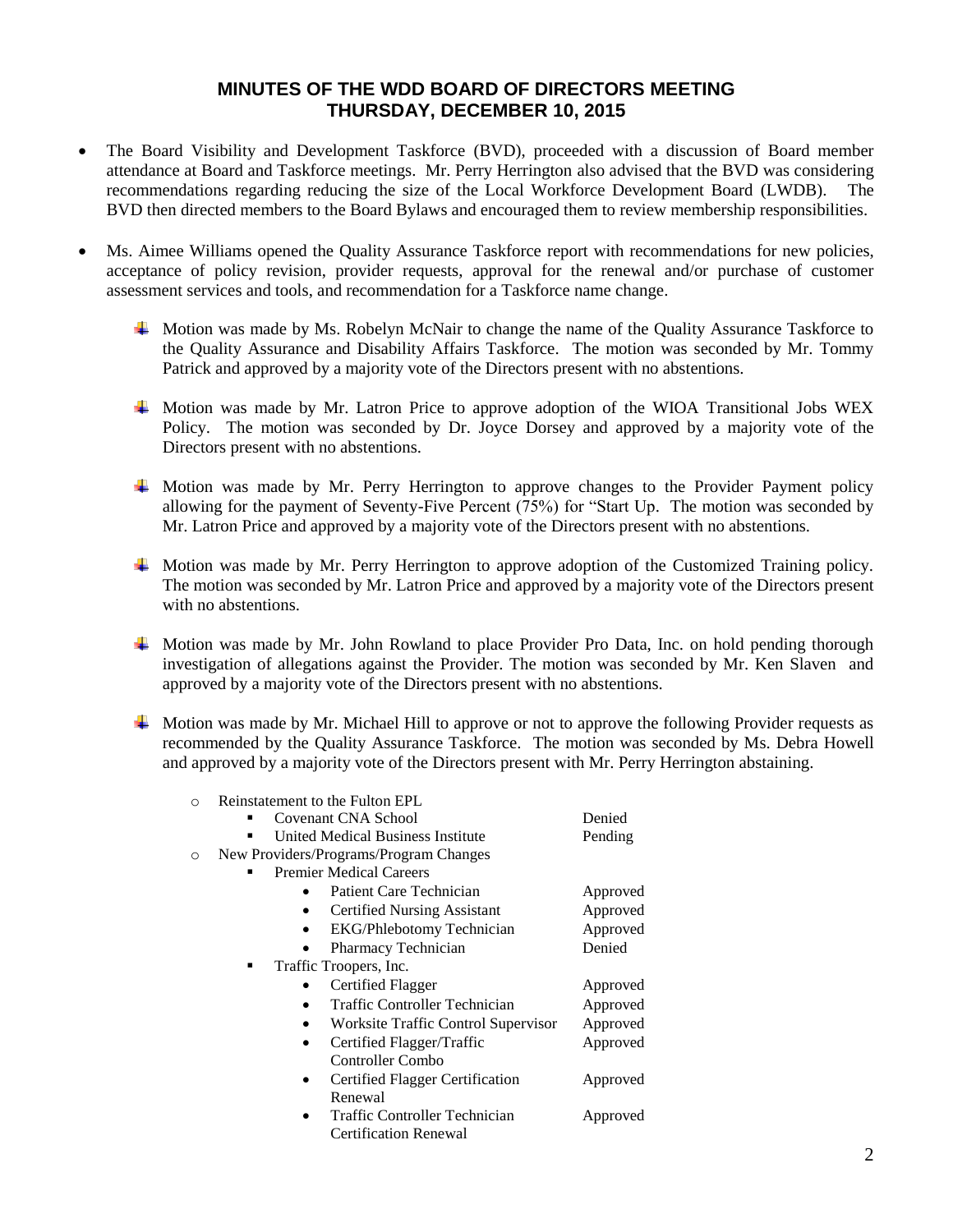## MINUTES OF THE WDD BOARD OF DIRECTORS MEETING
## THURSDAY, DECEMBER 10, 2015

- The Board Visibility and Development Taskforce (BVD), proceeded with a discussion of Board member attendance at Board and Taskforce meetings. Mr. Perry Herrington also advised that the BVD was considering recommendations regarding reducing the size of the Local Workforce Development Board (LWDB). The BVD then directed members to the Board Bylaws and encouraged them to review membership responsibilities.

- Ms. Aimee Williams opened the Quality Assurance Taskforce report with recommendations for new policies, acceptance of policy revision, provider requests, approval for the renewal and/or purchase of customer assessment services and tools, and recommendation for a Taskforce name change.

  - Motion was made by Ms. Robelyn McNair to change the name of the Quality Assurance Taskforce to the Quality Assurance and Disability Affairs Taskforce. The motion was seconded by Mr. Tommy Patrick and approved by a majority vote of the Directors present with no abstentions.

  - Motion was made by Mr. Latron Price to approve adoption of the WIOA Transitional Jobs WEX Policy. The motion was seconded by Dr. Joyce Dorsey and approved by a majority vote of the Directors present with no abstentions.

  - Motion was made by Mr. Perry Herrington to approve changes to the Provider Payment policy allowing for the payment of Seventy-Five Percent (75%) for "Start Up. The motion was seconded by Mr. Latron Price and approved by a majority vote of the Directors present with no abstentions.

  - Motion was made by Mr. Perry Herrington to approve adoption of the Customized Training policy. The motion was seconded by Mr. Latron Price and approved by a majority vote of the Directors present with no abstentions.

  - Motion was made by Mr. John Rowland to place Provider Pro Data, Inc. on hold pending thorough investigation of allegations against the Provider. The motion was seconded by Mr. Ken Slaven and approved by a majority vote of the Directors present with no abstentions.

  - Motion was made by Mr. Michael Hill to approve or not to approve the following Provider requests as recommended by the Quality Assurance Taskforce. The motion was seconded by Ms. Debra Howell and approved by a majority vote of the Directors present with Mr. Perry Herrington abstaining.

    - Reinstatement to the Fulton EPL
      - Covenant CNA School — Denied
      - United Medical Business Institute — Pending
    - New Providers/Programs/Program Changes
      - Premier Medical Careers
        - Patient Care Technician — Approved
        - Certified Nursing Assistant — Approved
        - EKG/Phlebotomy Technician — Approved
        - Pharmacy Technician — Denied
      - Traffic Troopers, Inc.
        - Certified Flagger — Approved
        - Traffic Controller Technician — Approved
        - Worksite Traffic Control Supervisor — Approved
        - Certified Flagger/Traffic Controller Combo — Approved
        - Certified Flagger Certification Renewal — Approved
        - Traffic Controller Technician Certification Renewal — Approved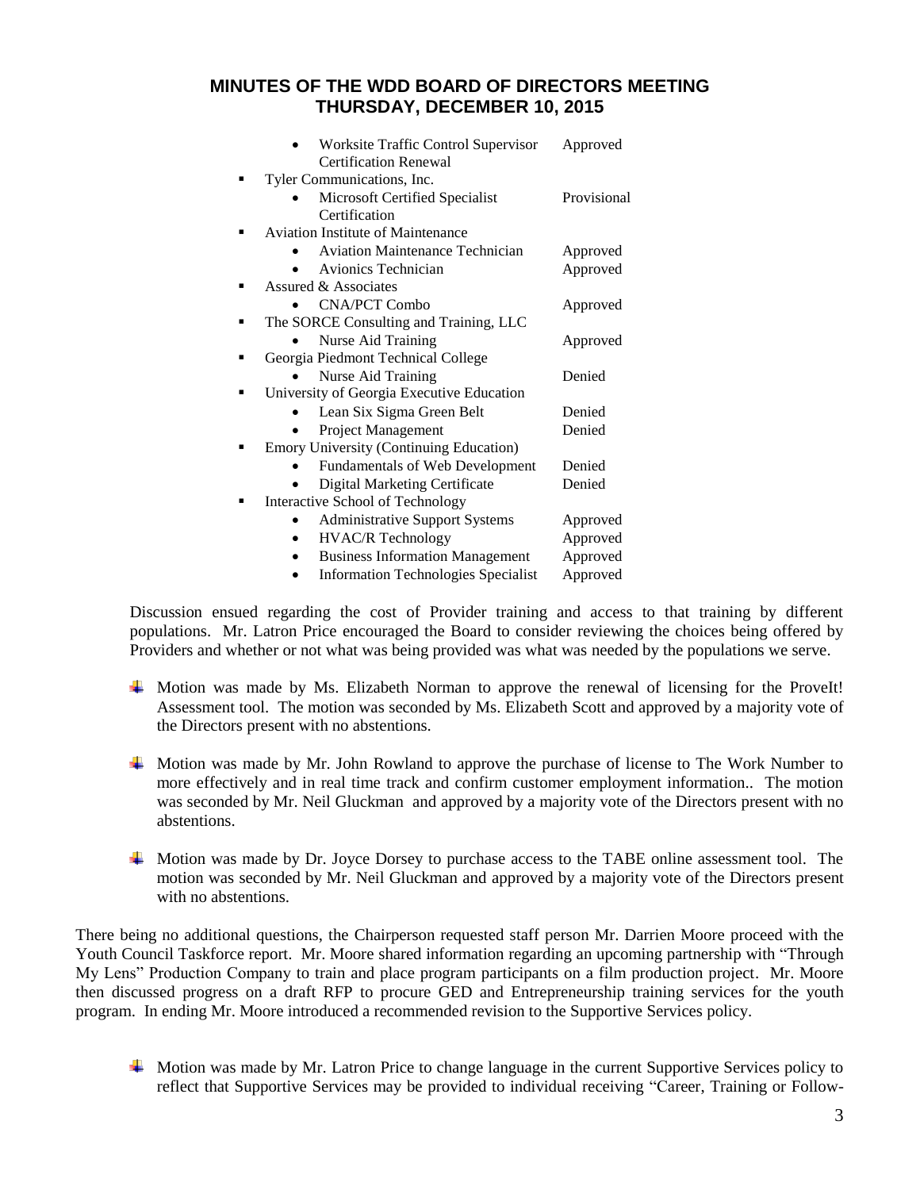## MINUTES OF THE WDD BOARD OF DIRECTORS MEETING
## THURSDAY, DECEMBER 10, 2015

- Worksite Traffic Control Supervisor Certification Renewal — Approved
- Tyler Communications, Inc.
  - Microsoft Certified Specialist Certification — Provisional
- Aviation Institute of Maintenance
  - Aviation Maintenance Technician — Approved
  - Avionics Technician — Approved
- Assured & Associates
  - CNA/PCT Combo — Approved
- The SORCE Consulting and Training, LLC
  - Nurse Aid Training — Approved
- Georgia Piedmont Technical College
  - Nurse Aid Training — Denied
- University of Georgia Executive Education
  - Lean Six Sigma Green Belt — Denied
  - Project Management — Denied
- Emory University (Continuing Education)
  - Fundamentals of Web Development — Denied
  - Digital Marketing Certificate — Denied
- Interactive School of Technology
  - Administrative Support Systems — Approved
  - HVAC/R Technology — Approved
  - Business Information Management — Approved
  - Information Technologies Specialist — Approved

Discussion ensued regarding the cost of Provider training and access to that training by different populations. Mr. Latron Price encouraged the Board to consider reviewing the choices being offered by Providers and whether or not what was being provided was what was needed by the populations we serve.

- Motion was made by Ms. Elizabeth Norman to approve the renewal of licensing for the ProveIt! Assessment tool. The motion was seconded by Ms. Elizabeth Scott and approved by a majority vote of the Directors present with no abstentions.

- Motion was made by Mr. John Rowland to approve the purchase of license to The Work Number to more effectively and in real time track and confirm customer employment information.. The motion was seconded by Mr. Neil Gluckman and approved by a majority vote of the Directors present with no abstentions.

- Motion was made by Dr. Joyce Dorsey to purchase access to the TABE online assessment tool. The motion was seconded by Mr. Neil Gluckman and approved by a majority vote of the Directors present with no abstentions.

There being no additional questions, the Chairperson requested staff person Mr. Darrien Moore proceed with the Youth Council Taskforce report. Mr. Moore shared information regarding an upcoming partnership with "Through My Lens" Production Company to train and place program participants on a film production project. Mr. Moore then discussed progress on a draft RFP to procure GED and Entrepreneurship training services for the youth program. In ending Mr. Moore introduced a recommended revision to the Supportive Services policy.

- Motion was made by Mr. Latron Price to change language in the current Supportive Services policy to reflect that Supportive Services may be provided to individual receiving "Career, Training or Follow-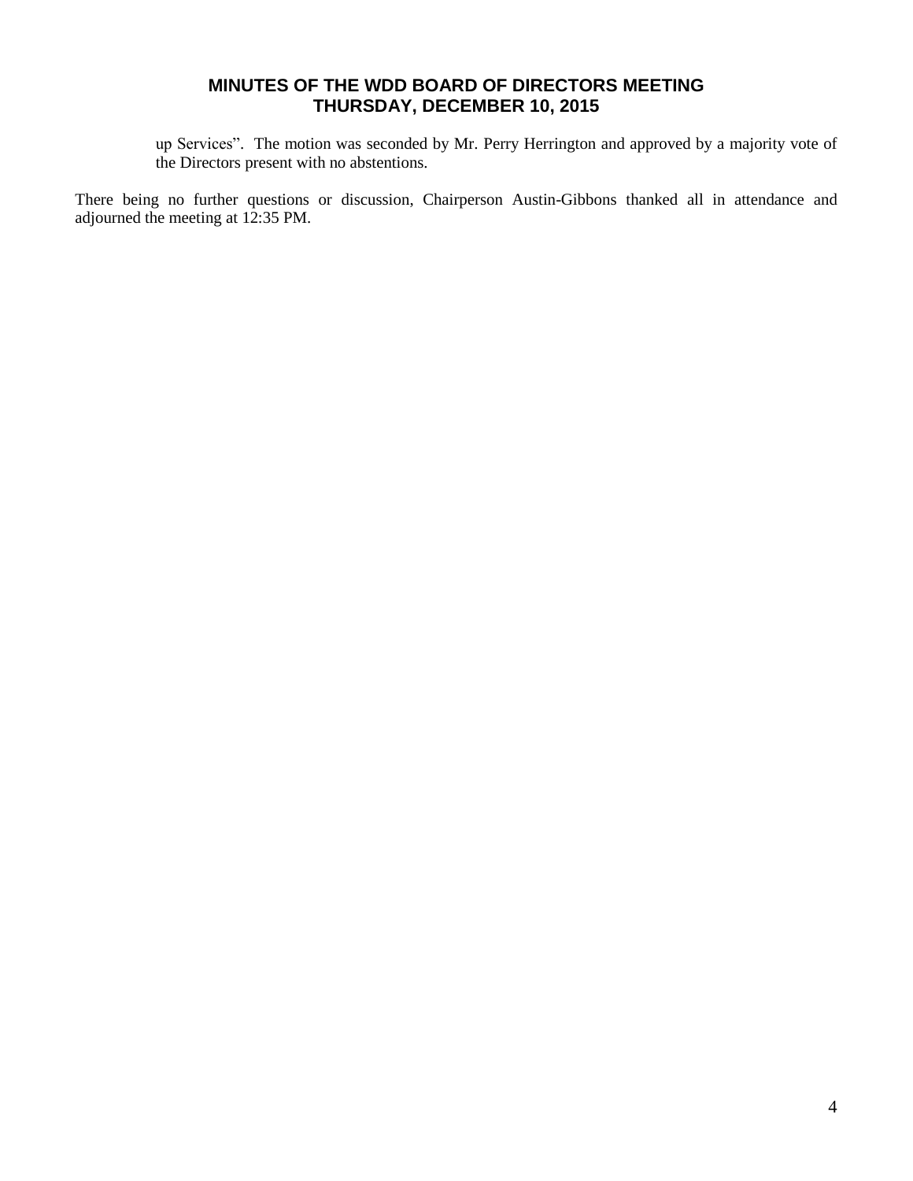up Services". The motion was seconded by Mr. Perry Herrington and approved by a majority vote of the Directors present with no abstentions.

There being no further questions or discussion, Chairperson Austin-Gibbons thanked all in attendance and adjourned the meeting at 12:35 PM.